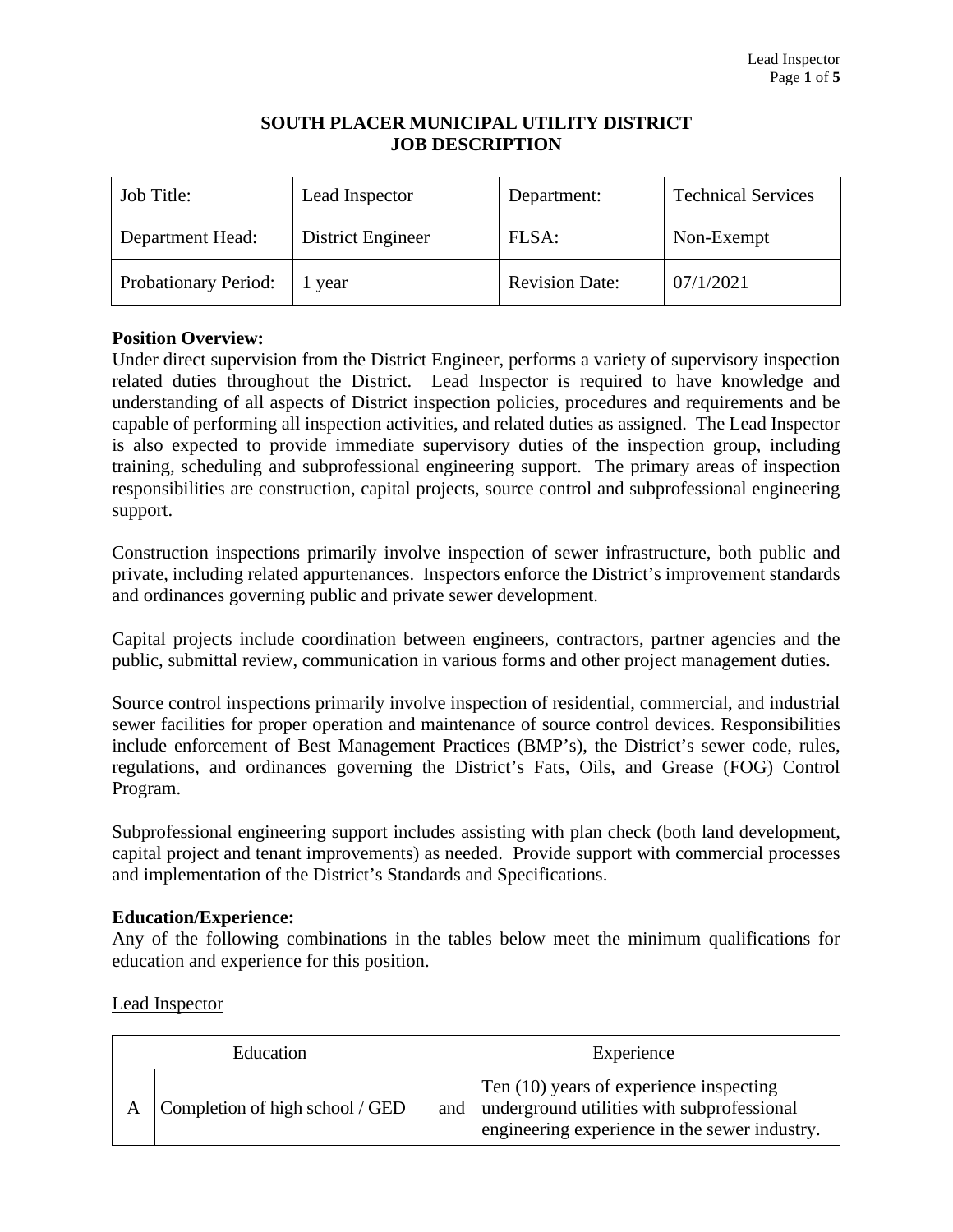# SOUTH PLACER MUNICIPAL UTILITY DISTRICT
# JOB DESCRIPTION

| Job Title: | Lead Inspector | Department: | Technical Services |
|---|---|---|---|
| Department Head: | District Engineer | FLSA: | Non-Exempt |
| Probationary Period: | 1 year | Revision Date: | 07/1/2021 |

**Position Overview:**
Under direct supervision from the District Engineer, performs a variety of supervisory inspection related duties throughout the District. Lead Inspector is required to have knowledge and understanding of all aspects of District inspection policies, procedures and requirements and be capable of performing all inspection activities, and related duties as assigned. The Lead Inspector is also expected to provide immediate supervisory duties of the inspection group, including training, scheduling and subprofessional engineering support. The primary areas of inspection responsibilities are construction, capital projects, source control and subprofessional engineering support.

Construction inspections primarily involve inspection of sewer infrastructure, both public and private, including related appurtenances. Inspectors enforce the District's improvement standards and ordinances governing public and private sewer development.

Capital projects include coordination between engineers, contractors, partner agencies and the public, submittal review, communication in various forms and other project management duties.

Source control inspections primarily involve inspection of residential, commercial, and industrial sewer facilities for proper operation and maintenance of source control devices. Responsibilities include enforcement of Best Management Practices (BMP's), the District's sewer code, rules, regulations, and ordinances governing the District's Fats, Oils, and Grease (FOG) Control Program.

Subprofessional engineering support includes assisting with plan check (both land development, capital project and tenant improvements) as needed. Provide support with commercial processes and implementation of the District's Standards and Specifications.

**Education/Experience:**
Any of the following combinations in the tables below meet the minimum qualifications for education and experience for this position.

<u>Lead Inspector</u>

| | Education | | Experience |
|---|---|---|---|
| A | Completion of high school / GED | and | Ten (10) years of experience inspecting underground utilities with subprofessional engineering experience in the sewer industry. |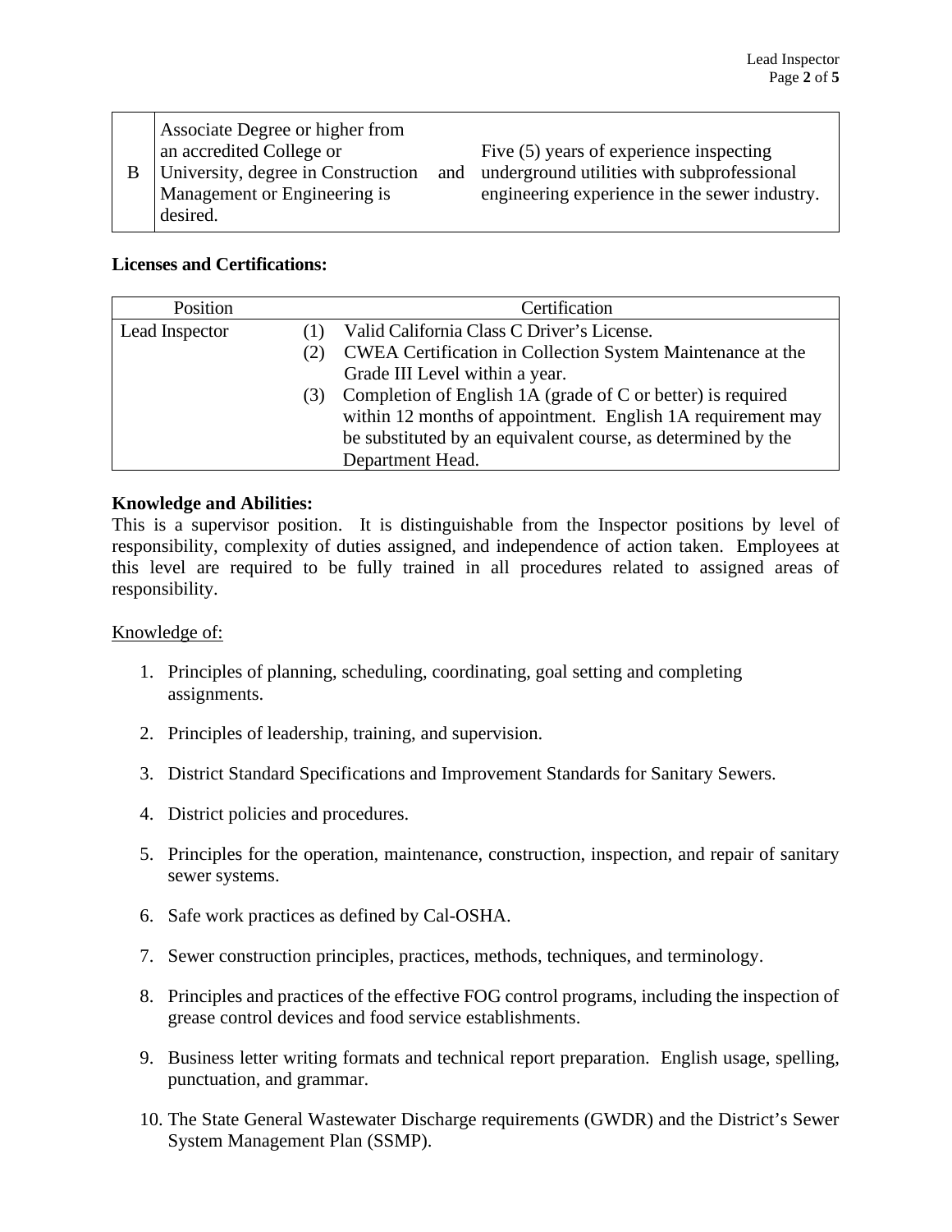| B | Associate Degree or higher from an accredited College or University, degree in Construction Management or Engineering is desired. | and | Five (5) years of experience inspecting underground utilities with subprofessional engineering experience in the sewer industry. |
|---|---|---|---|

**Licenses and Certifications:**

| Position | Certification |
|---|---|
| Lead Inspector | (1) Valid California Class C Driver's License.<br>(2) CWEA Certification in Collection System Maintenance at the Grade III Level within a year.<br>(3) Completion of English 1A (grade of C or better) is required within 12 months of appointment. English 1A requirement may be substituted by an equivalent course, as determined by the Department Head. |

**Knowledge and Abilities:**

This is a supervisor position. It is distinguishable from the Inspector positions by level of responsibility, complexity of duties assigned, and independence of action taken. Employees at this level are required to be fully trained in all procedures related to assigned areas of responsibility.

Knowledge of:

1. Principles of planning, scheduling, coordinating, goal setting and completing assignments.

2. Principles of leadership, training, and supervision.

3. District Standard Specifications and Improvement Standards for Sanitary Sewers.

4. District policies and procedures.

5. Principles for the operation, maintenance, construction, inspection, and repair of sanitary sewer systems.

6. Safe work practices as defined by Cal-OSHA.

7. Sewer construction principles, practices, methods, techniques, and terminology.

8. Principles and practices of the effective FOG control programs, including the inspection of grease control devices and food service establishments.

9. Business letter writing formats and technical report preparation. English usage, spelling, punctuation, and grammar.

10. The State General Wastewater Discharge requirements (GWDR) and the District's Sewer System Management Plan (SSMP).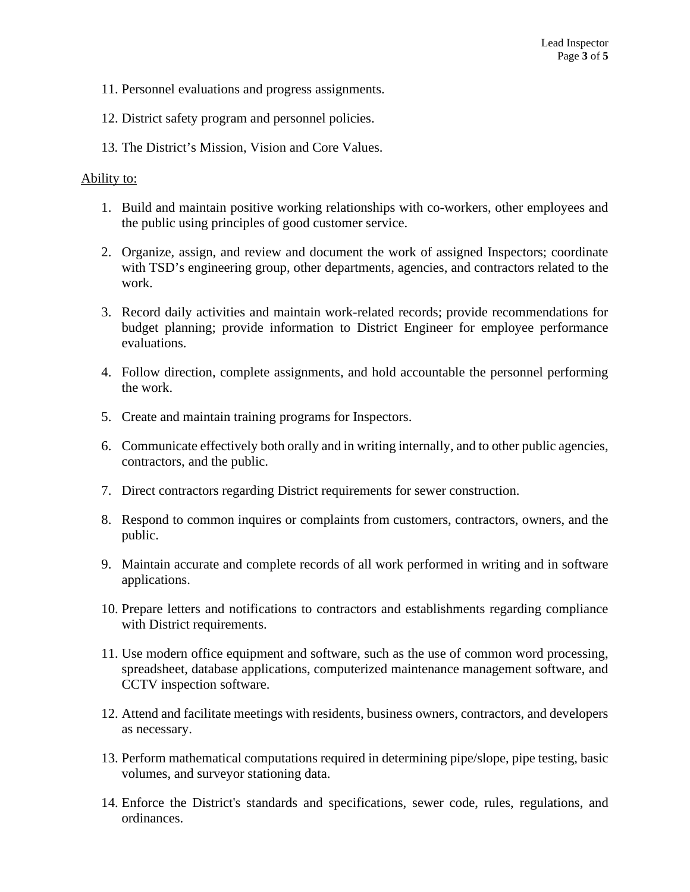11. Personnel evaluations and progress assignments.

12. District safety program and personnel policies.

13. The District's Mission, Vision and Core Values.

<u>Ability to:</u>

1. Build and maintain positive working relationships with co-workers, other employees and the public using principles of good customer service.

2. Organize, assign, and review and document the work of assigned Inspectors; coordinate with TSD's engineering group, other departments, agencies, and contractors related to the work.

3. Record daily activities and maintain work-related records; provide recommendations for budget planning; provide information to District Engineer for employee performance evaluations.

4. Follow direction, complete assignments, and hold accountable the personnel performing the work.

5. Create and maintain training programs for Inspectors.

6. Communicate effectively both orally and in writing internally, and to other public agencies, contractors, and the public.

7. Direct contractors regarding District requirements for sewer construction.

8. Respond to common inquires or complaints from customers, contractors, owners, and the public.

9. Maintain accurate and complete records of all work performed in writing and in software applications.

10. Prepare letters and notifications to contractors and establishments regarding compliance with District requirements.

11. Use modern office equipment and software, such as the use of common word processing, spreadsheet, database applications, computerized maintenance management software, and CCTV inspection software.

12. Attend and facilitate meetings with residents, business owners, contractors, and developers as necessary.

13. Perform mathematical computations required in determining pipe/slope, pipe testing, basic volumes, and surveyor stationing data.

14. Enforce the District's standards and specifications, sewer code, rules, regulations, and ordinances.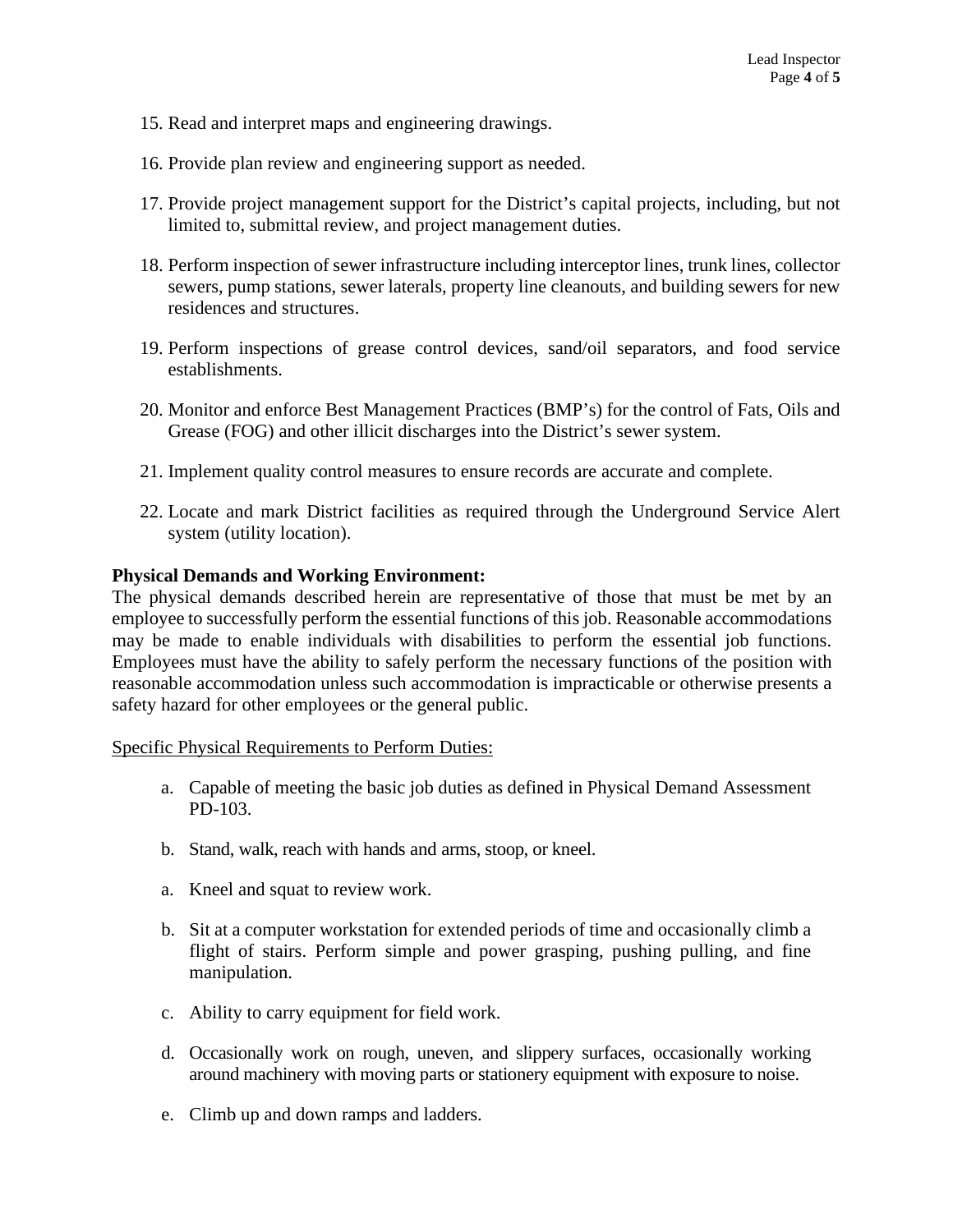15. Read and interpret maps and engineering drawings.

16. Provide plan review and engineering support as needed.

17. Provide project management support for the District's capital projects, including, but not limited to, submittal review, and project management duties.

18. Perform inspection of sewer infrastructure including interceptor lines, trunk lines, collector sewers, pump stations, sewer laterals, property line cleanouts, and building sewers for new residences and structures.

19. Perform inspections of grease control devices, sand/oil separators, and food service establishments.

20. Monitor and enforce Best Management Practices (BMP's) for the control of Fats, Oils and Grease (FOG) and other illicit discharges into the District's sewer system.

21. Implement quality control measures to ensure records are accurate and complete.

22. Locate and mark District facilities as required through the Underground Service Alert system (utility location).

**Physical Demands and Working Environment:**
The physical demands described herein are representative of those that must be met by an employee to successfully perform the essential functions of this job. Reasonable accommodations may be made to enable individuals with disabilities to perform the essential job functions. Employees must have the ability to safely perform the necessary functions of the position with reasonable accommodation unless such accommodation is impracticable or otherwise presents a safety hazard for other employees or the general public.

<u>Specific Physical Requirements to Perform Duties:</u>

a. Capable of meeting the basic job duties as defined in Physical Demand Assessment PD-103.

b. Stand, walk, reach with hands and arms, stoop, or kneel.

a. Kneel and squat to review work.

b. Sit at a computer workstation for extended periods of time and occasionally climb a flight of stairs. Perform simple and power grasping, pushing pulling, and fine manipulation.

c. Ability to carry equipment for field work.

d. Occasionally work on rough, uneven, and slippery surfaces, occasionally working around machinery with moving parts or stationery equipment with exposure to noise.

e. Climb up and down ramps and ladders.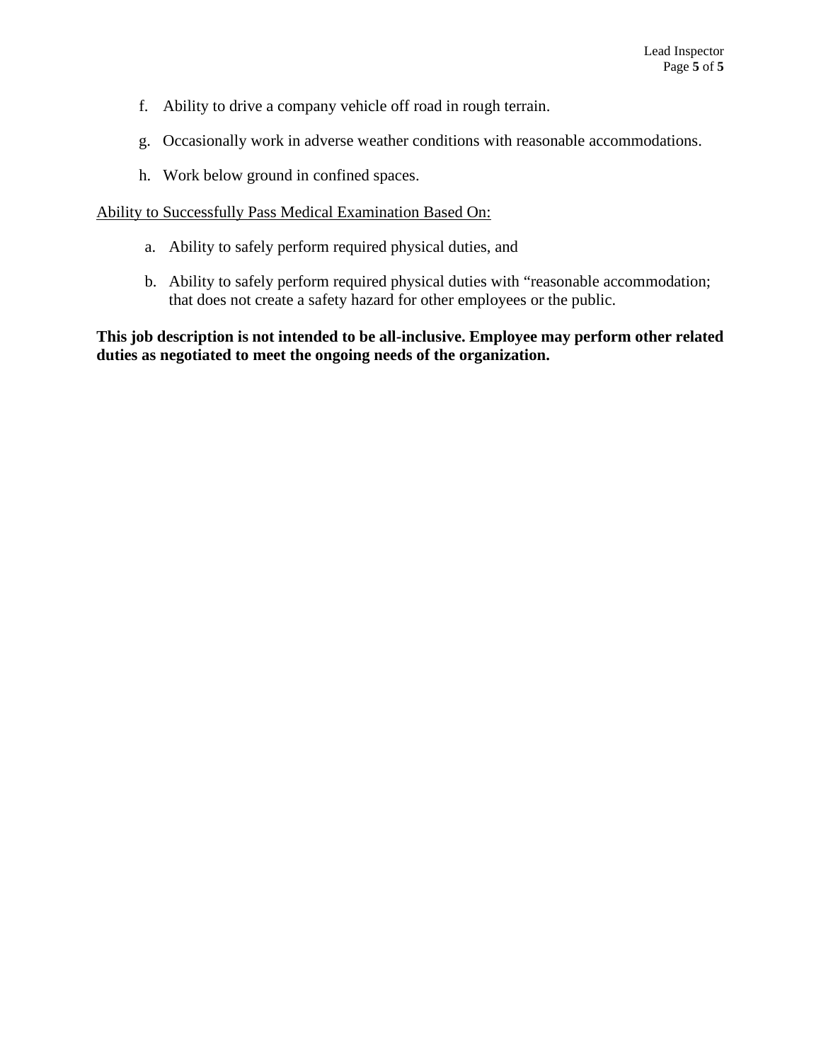f. Ability to drive a company vehicle off road in rough terrain.

g. Occasionally work in adverse weather conditions with reasonable accommodations.

h. Work below ground in confined spaces.

<u>Ability to Successfully Pass Medical Examination Based On:</u>

a. Ability to safely perform required physical duties, and

b. Ability to safely perform required physical duties with “reasonable accommodation; that does not create a safety hazard for other employees or the public.

**This job description is not intended to be all-inclusive. Employee may perform other related duties as negotiated to meet the ongoing needs of the organization.**